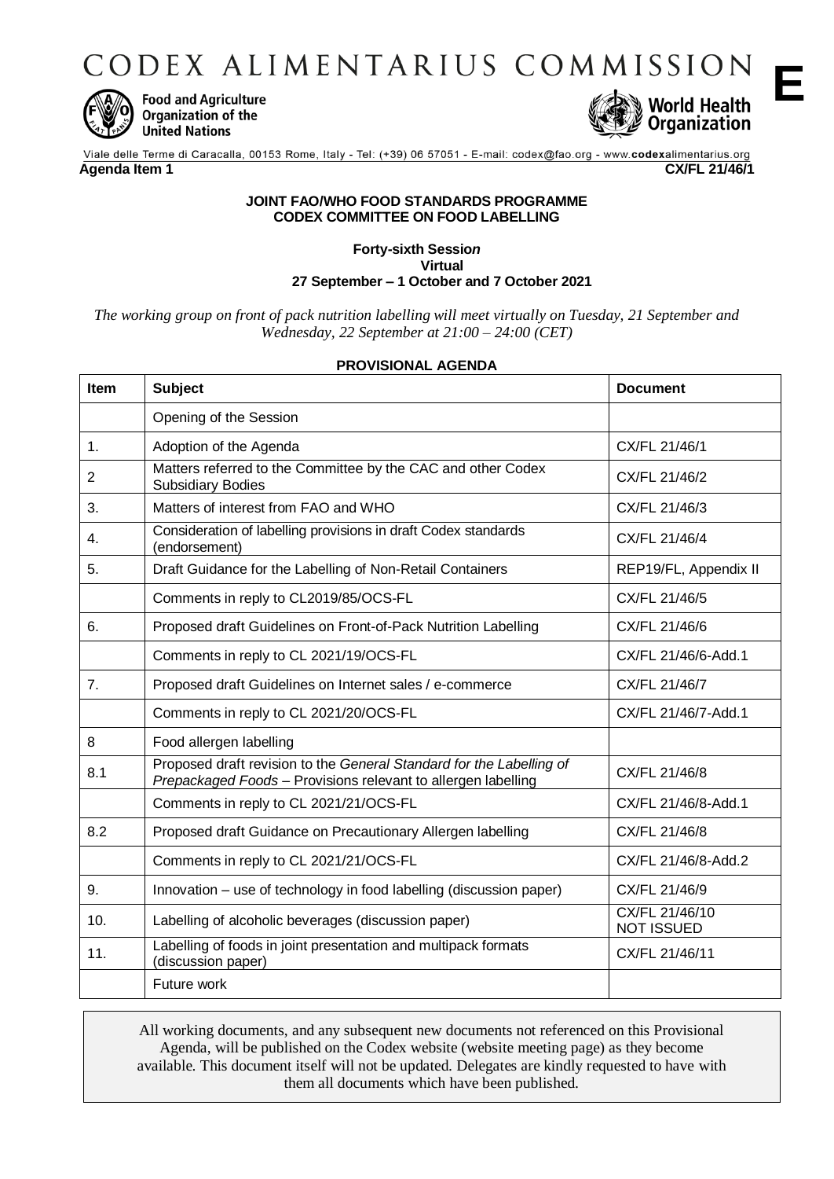# CODEX ALIMENTARIUS COMMISSION

**E**

Food and Agriculture Organization of the United Nations

World Health Organization

Viale delle Terme di Caracalla, 00153 Rome, Italy - Tel: (+39) 06 57051 - E-mail: codex@fao.org - www.codexalimentarius.org

**Agenda Item 1** **CX/FL 21/46/1**

**JOINT FAO/WHO FOOD STANDARDS PROGRAMME**
**CODEX COMMITTEE ON FOOD LABELLING**

**Forty-sixth Session**
**Virtual**
**27 September – 1 October and 7 October 2021**

*The working group on front of pack nutrition labelling will meet virtually on Tuesday, 21 September and Wednesday, 22 September at 21:00 – 24:00 (CET)*

**PROVISIONAL AGENDA**

| Item | Subject | Document |
|---|---|---|
| | Opening of the Session | |
| 1. | Adoption of the Agenda | CX/FL 21/46/1 |
| 2 | Matters referred to the Committee by the CAC and other Codex Subsidiary Bodies | CX/FL 21/46/2 |
| 3. | Matters of interest from FAO and WHO | CX/FL 21/46/3 |
| 4. | Consideration of labelling provisions in draft Codex standards (endorsement) | CX/FL 21/46/4 |
| 5. | Draft Guidance for the Labelling of Non-Retail Containers | REP19/FL, Appendix II |
| | Comments in reply to CL2019/85/OCS-FL | CX/FL 21/46/5 |
| 6. | Proposed draft Guidelines on Front-of-Pack Nutrition Labelling | CX/FL 21/46/6 |
| | Comments in reply to CL 2021/19/OCS-FL | CX/FL 21/46/6-Add.1 |
| 7. | Proposed draft Guidelines on Internet sales / e-commerce | CX/FL 21/46/7 |
| | Comments in reply to CL 2021/20/OCS-FL | CX/FL 21/46/7-Add.1 |
| 8 | Food allergen labelling | |
| 8.1 | Proposed draft revision to the *General Standard for the Labelling of Prepackaged Foods* – Provisions relevant to allergen labelling | CX/FL 21/46/8 |
| | Comments in reply to CL 2021/21/OCS-FL | CX/FL 21/46/8-Add.1 |
| 8.2 | Proposed draft Guidance on Precautionary Allergen labelling | CX/FL 21/46/8 |
| | Comments in reply to CL 2021/21/OCS-FL | CX/FL 21/46/8-Add.2 |
| 9. | Innovation – use of technology in food labelling (discussion paper) | CX/FL 21/46/9 |
| 10. | Labelling of alcoholic beverages (discussion paper) | CX/FL 21/46/10 NOT ISSUED |
| 11. | Labelling of foods in joint presentation and multipack formats (discussion paper) | CX/FL 21/46/11 |
| | Future work | |

All working documents, and any subsequent new documents not referenced on this Provisional Agenda, will be published on the Codex website (website meeting page) as they become available. This document itself will not be updated. Delegates are kindly requested to have with them all documents which have been published.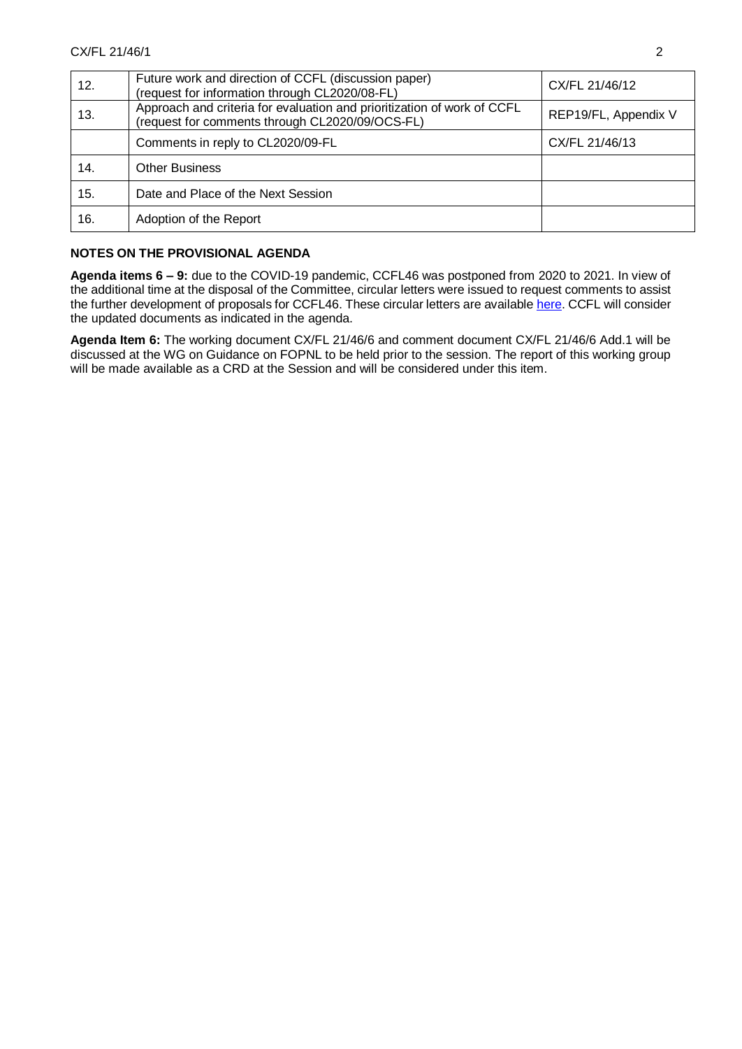| | | |
|---|---|---|
| 12. | Future work and direction of CCFL (discussion paper)<br>(request for information through CL2020/08-FL) | CX/FL 21/46/12 |
| 13. | Approach and criteria for evaluation and prioritization of work of CCFL<br>(request for comments through CL2020/09/OCS-FL) | REP19/FL, Appendix V |
| | Comments in reply to CL2020/09-FL | CX/FL 21/46/13 |
| 14. | Other Business | |
| 15. | Date and Place of the Next Session | |
| 16. | Adoption of the Report | |

**NOTES ON THE PROVISIONAL AGENDA**

**Agenda items 6 – 9:** due to the COVID-19 pandemic, CCFL46 was postponed from 2020 to 2021. In view of the additional time at the disposal of the Committee, circular letters were issued to request comments to assist the further development of proposals for CCFL46. These circular letters are available here. CCFL will consider the updated documents as indicated in the agenda.

**Agenda Item 6:** The working document CX/FL 21/46/6 and comment document CX/FL 21/46/6 Add.1 will be discussed at the WG on Guidance on FOPNL to be held prior to the session. The report of this working group will be made available as a CRD at the Session and will be considered under this item.